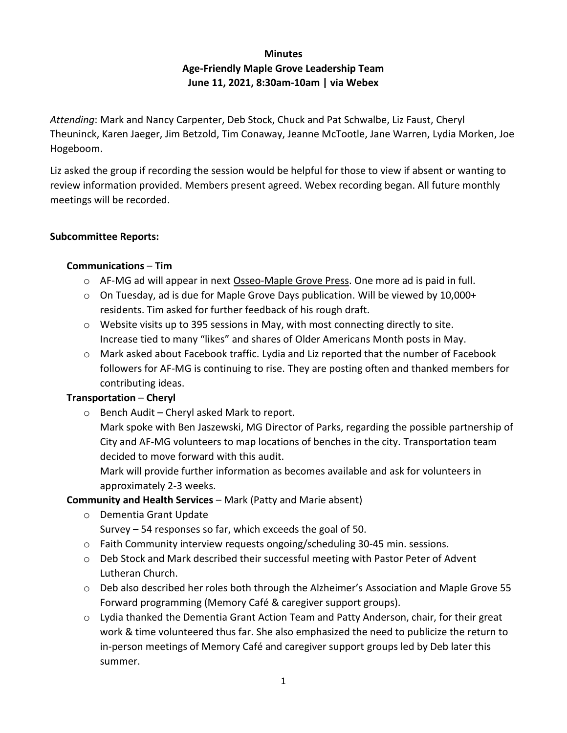**Minutes**
**Age-Friendly Maple Grove Leadership Team**
**June 11, 2021, 8:30am-10am | via Webex**

*Attending*: Mark and Nancy Carpenter, Deb Stock, Chuck and Pat Schwalbe, Liz Faust, Cheryl Theuninck, Karen Jaeger, Jim Betzold, Tim Conaway, Jeanne McTootle, Jane Warren, Lydia Morken, Joe Hogeboom.

Liz asked the group if recording the session would be helpful for those to view if absent or wanting to review information provided. Members present agreed. Webex recording began. All future monthly meetings will be recorded.

**Subcommittee Reports:**

**Communications** – **Tim**

- AF-MG ad will appear in next Osseo-Maple Grove Press. One more ad is paid in full.
- On Tuesday, ad is due for Maple Grove Days publication. Will be viewed by 10,000+ residents. Tim asked for further feedback of his rough draft.
- Website visits up to 395 sessions in May, with most connecting directly to site. Increase tied to many "likes" and shares of Older Americans Month posts in May.
- Mark asked about Facebook traffic. Lydia and Liz reported that the number of Facebook followers for AF-MG is continuing to rise. They are posting often and thanked members for contributing ideas.

**Transportation** – **Cheryl**

- Bench Audit – Cheryl asked Mark to report.
  Mark spoke with Ben Jaszewski, MG Director of Parks, regarding the possible partnership of City and AF-MG volunteers to map locations of benches in the city. Transportation team decided to move forward with this audit.
  Mark will provide further information as becomes available and ask for volunteers in approximately 2-3 weeks.

**Community and Health Services** – Mark (Patty and Marie absent)

- Dementia Grant Update
  Survey – 54 responses so far, which exceeds the goal of 50.
- Faith Community interview requests ongoing/scheduling 30-45 min. sessions.
- Deb Stock and Mark described their successful meeting with Pastor Peter of Advent Lutheran Church.
- Deb also described her roles both through the Alzheimer's Association and Maple Grove 55 Forward programming (Memory Café & caregiver support groups).
- Lydia thanked the Dementia Grant Action Team and Patty Anderson, chair, for their great work & time volunteered thus far. She also emphasized the need to publicize the return to in-person meetings of Memory Café and caregiver support groups led by Deb later this summer.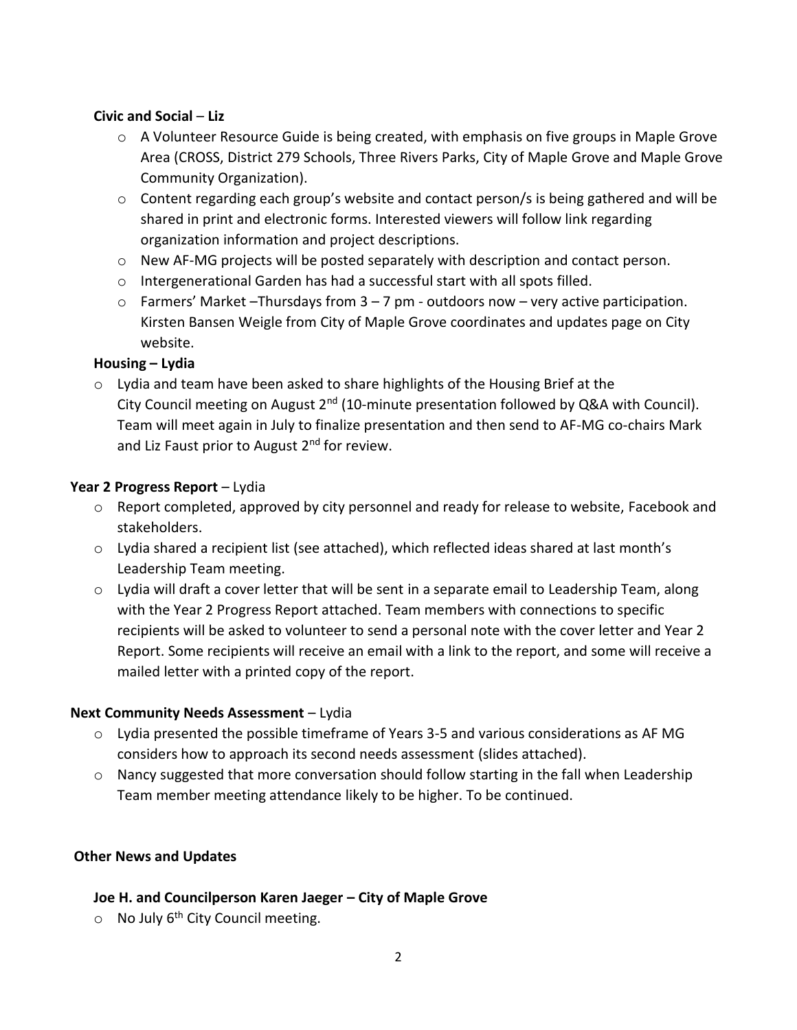**Civic and Social** – **Liz**

- A Volunteer Resource Guide is being created, with emphasis on five groups in Maple Grove Area (CROSS, District 279 Schools, Three Rivers Parks, City of Maple Grove and Maple Grove Community Organization).
- Content regarding each group's website and contact person/s is being gathered and will be shared in print and electronic forms. Interested viewers will follow link regarding organization information and project descriptions.
- New AF-MG projects will be posted separately with description and contact person.
- Intergenerational Garden has had a successful start with all spots filled.
- Farmers' Market –Thursdays from 3 – 7 pm - outdoors now – very active participation. Kirsten Bansen Weigle from City of Maple Grove coordinates and updates page on City website.

**Housing – Lydia**

- Lydia and team have been asked to share highlights of the Housing Brief at the City Council meeting on August 2nd (10-minute presentation followed by Q&A with Council). Team will meet again in July to finalize presentation and then send to AF-MG co-chairs Mark and Liz Faust prior to August 2nd for review.

**Year 2 Progress Report** – Lydia

- Report completed, approved by city personnel and ready for release to website, Facebook and stakeholders.
- Lydia shared a recipient list (see attached), which reflected ideas shared at last month's Leadership Team meeting.
- Lydia will draft a cover letter that will be sent in a separate email to Leadership Team, along with the Year 2 Progress Report attached. Team members with connections to specific recipients will be asked to volunteer to send a personal note with the cover letter and Year 2 Report. Some recipients will receive an email with a link to the report, and some will receive a mailed letter with a printed copy of the report.

**Next Community Needs Assessment** – Lydia

- Lydia presented the possible timeframe of Years 3-5 and various considerations as AF MG considers how to approach its second needs assessment (slides attached).
- Nancy suggested that more conversation should follow starting in the fall when Leadership Team member meeting attendance likely to be higher. To be continued.

**Other News and Updates**

**Joe H. and Councilperson Karen Jaeger – City of Maple Grove**

- No July 6th City Council meeting.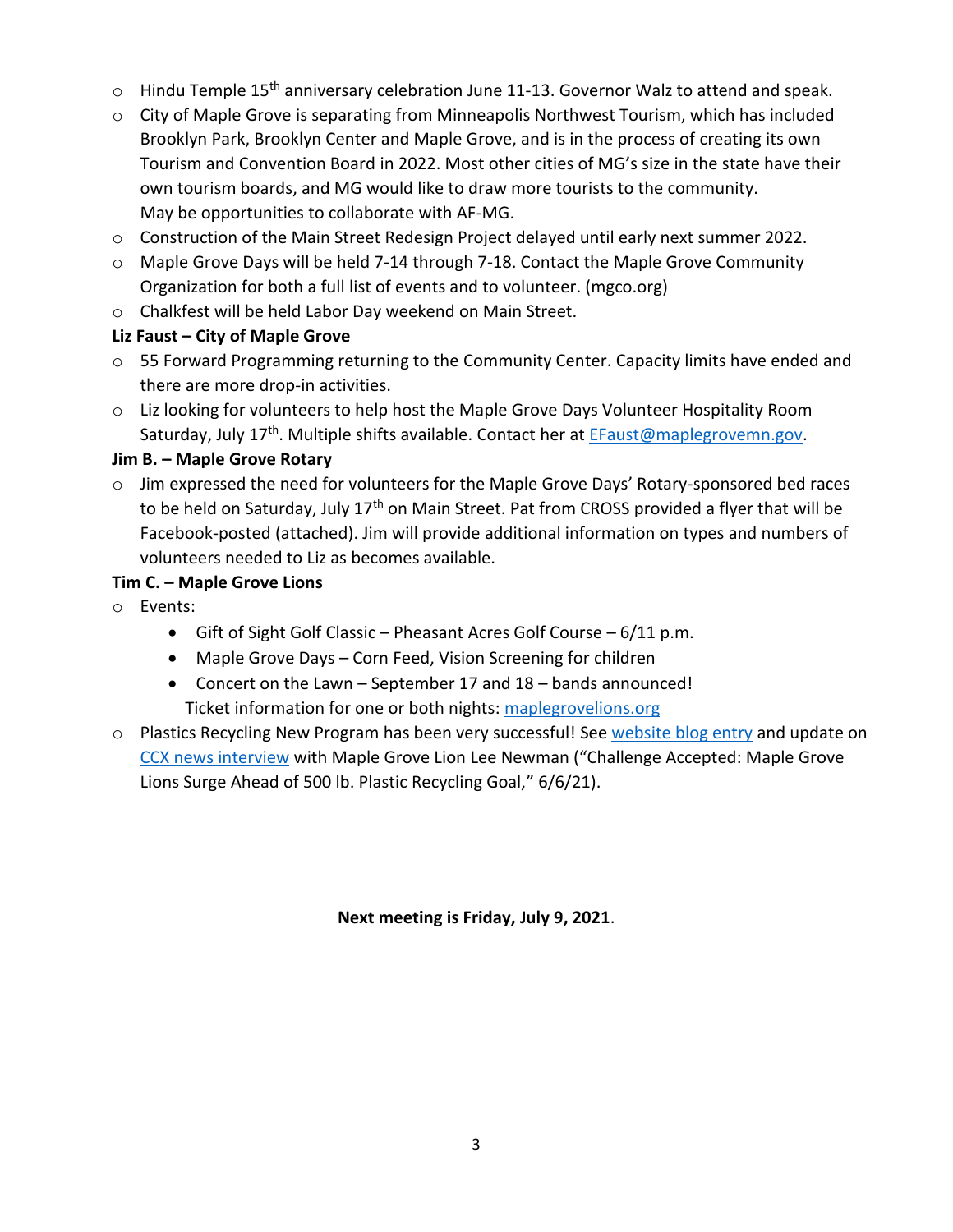- Hindu Temple 15th anniversary celebration June 11-13. Governor Walz to attend and speak.
- City of Maple Grove is separating from Minneapolis Northwest Tourism, which has included Brooklyn Park, Brooklyn Center and Maple Grove, and is in the process of creating its own Tourism and Convention Board in 2022. Most other cities of MG's size in the state have their own tourism boards, and MG would like to draw more tourists to the community. May be opportunities to collaborate with AF-MG.
- Construction of the Main Street Redesign Project delayed until early next summer 2022.
- Maple Grove Days will be held 7-14 through 7-18. Contact the Maple Grove Community Organization for both a full list of events and to volunteer. (mgco.org)
- Chalkfest will be held Labor Day weekend on Main Street.

**Liz Faust – City of Maple Grove**

- 55 Forward Programming returning to the Community Center. Capacity limits have ended and there are more drop-in activities.
- Liz looking for volunteers to help host the Maple Grove Days Volunteer Hospitality Room Saturday, July 17th. Multiple shifts available. Contact her at EFaust@maplegrovemn.gov.

**Jim B. – Maple Grove Rotary**

- Jim expressed the need for volunteers for the Maple Grove Days' Rotary-sponsored bed races to be held on Saturday, July 17th on Main Street. Pat from CROSS provided a flyer that will be Facebook-posted (attached). Jim will provide additional information on types and numbers of volunteers needed to Liz as becomes available.

**Tim C. – Maple Grove Lions**

- Events:
  - Gift of Sight Golf Classic – Pheasant Acres Golf Course – 6/11 p.m.
  - Maple Grove Days – Corn Feed, Vision Screening for children
  - Concert on the Lawn – September 17 and 18 – bands announced!
    Ticket information for one or both nights: maplegrovelions.org
- Plastics Recycling New Program has been very successful! See website blog entry and update on CCX news interview with Maple Grove Lion Lee Newman ("Challenge Accepted: Maple Grove Lions Surge Ahead of 500 lb. Plastic Recycling Goal," 6/6/21).

**Next meeting is Friday, July 9, 2021**.